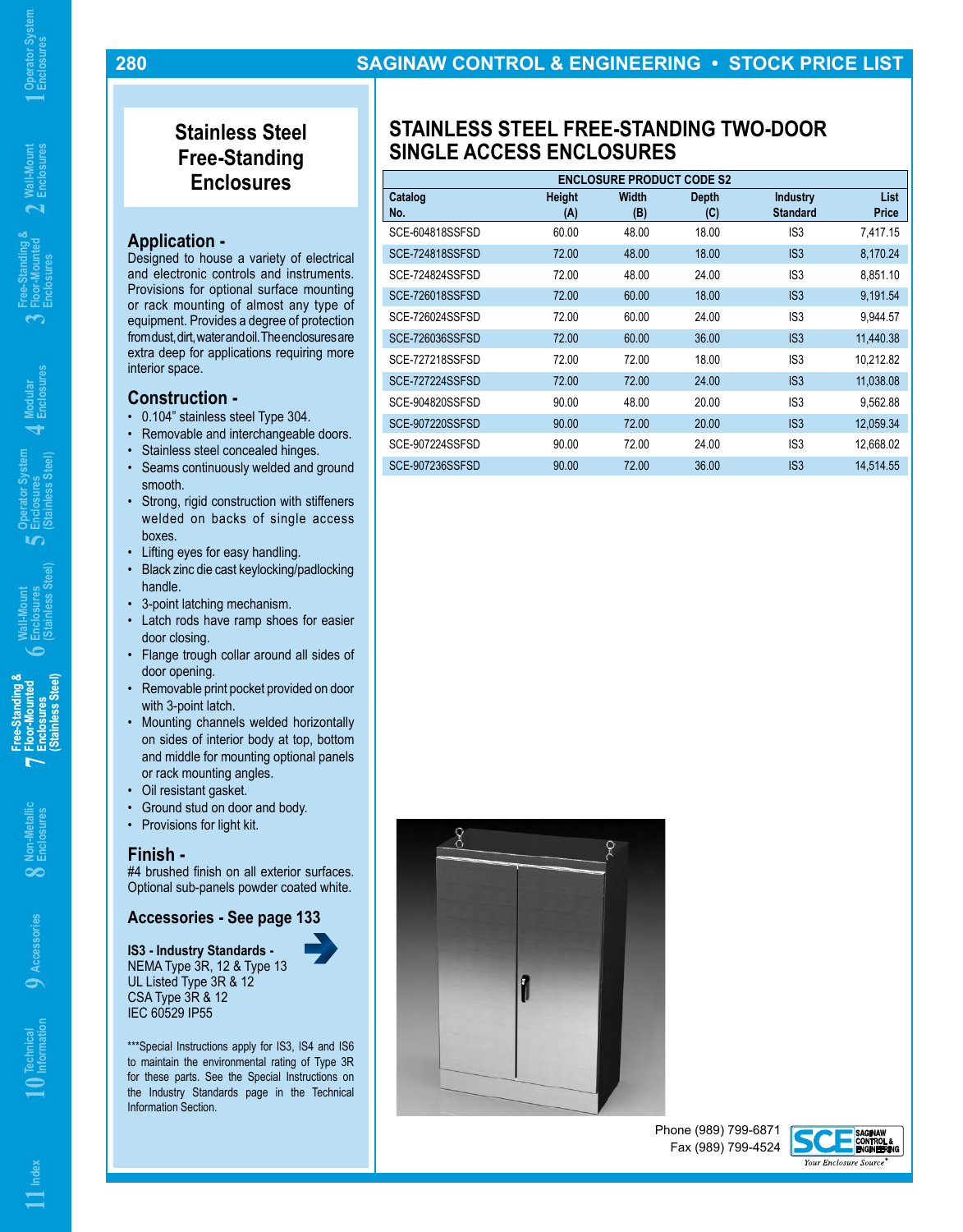## Stainless Steel Free-Standing Enclosures

### Application -

Designed to house a variety of electrical and electronic controls and instruments. Provisions for optional surface mounting or rack mounting of almost any type of equipment. Provides a degree of protection from dust, dirt, water and oil. The enclosures are extra deep for applications requiring more interior space.

### Construction -

- 0.104" stainless steel Type 304.
- Removable and interchangeable doors.
- Stainless steel concealed hinges.
- Seams continuously welded and ground smooth.
- Strong, rigid construction with stiffeners welded on backs of single access boxes.
- Lifting eyes for easy handling.
- Black zinc die cast keylocking/padlocking handle.
- 3-point latching mechanism.
- Latch rods have ramp shoes for easier door closing.
- Flange trough collar around all sides of door opening.
- Removable print pocket provided on door with 3-point latch.
- Mounting channels welded horizontally on sides of interior body at top, bottom and middle for mounting optional panels or rack mounting angles.
- Oil resistant gasket.
- Ground stud on door and body.
- Provisions for light kit.

### Finish -

#4 brushed finish on all exterior surfaces. Optional sub-panels powder coated white.

### Accessories - See page 133

**IS3 - Industry Standards -**
NEMA Type 3R, 12 & Type 13
UL Listed Type 3R & 12
CSA Type 3R & 12
IEC 60529 IP55

***Special Instructions apply for IS3, IS4 and IS6 to maintain the environmental rating of Type 3R for these parts. See the Special Instructions on the Industry Standards page in the Technical Information Section.

## STAINLESS STEEL FREE-STANDING TWO-DOOR SINGLE ACCESS ENCLOSURES

| ENCLOSURE PRODUCT CODE S2 | | | | | |
|---|---|---|---|---|---|
| Catalog No. | Height (A) | Width (B) | Depth (C) | Industry Standard | List Price |
| SCE-604818SSFSD | 60.00 | 48.00 | 18.00 | IS3 | 7,417.15 |
| SCE-724818SSFSD | 72.00 | 48.00 | 18.00 | IS3 | 8,170.24 |
| SCE-724824SSFSD | 72.00 | 48.00 | 24.00 | IS3 | 8,851.10 |
| SCE-726018SSFSD | 72.00 | 60.00 | 18.00 | IS3 | 9,191.54 |
| SCE-726024SSFSD | 72.00 | 60.00 | 24.00 | IS3 | 9,944.57 |
| SCE-726036SSFSD | 72.00 | 60.00 | 36.00 | IS3 | 11,440.38 |
| SCE-727218SSFSD | 72.00 | 72.00 | 18.00 | IS3 | 10,212.82 |
| SCE-727224SSFSD | 72.00 | 72.00 | 24.00 | IS3 | 11,038.08 |
| SCE-904820SSFSD | 90.00 | 48.00 | 20.00 | IS3 | 9,562.88 |
| SCE-907220SSFSD | 90.00 | 72.00 | 20.00 | IS3 | 12,059.34 |
| SCE-907224SSFSD | 90.00 | 72.00 | 24.00 | IS3 | 12,668.02 |
| SCE-907236SSFSD | 90.00 | 72.00 | 36.00 | IS3 | 14,514.55 |

Phone (989) 799-6871
Fax (989) 799-4524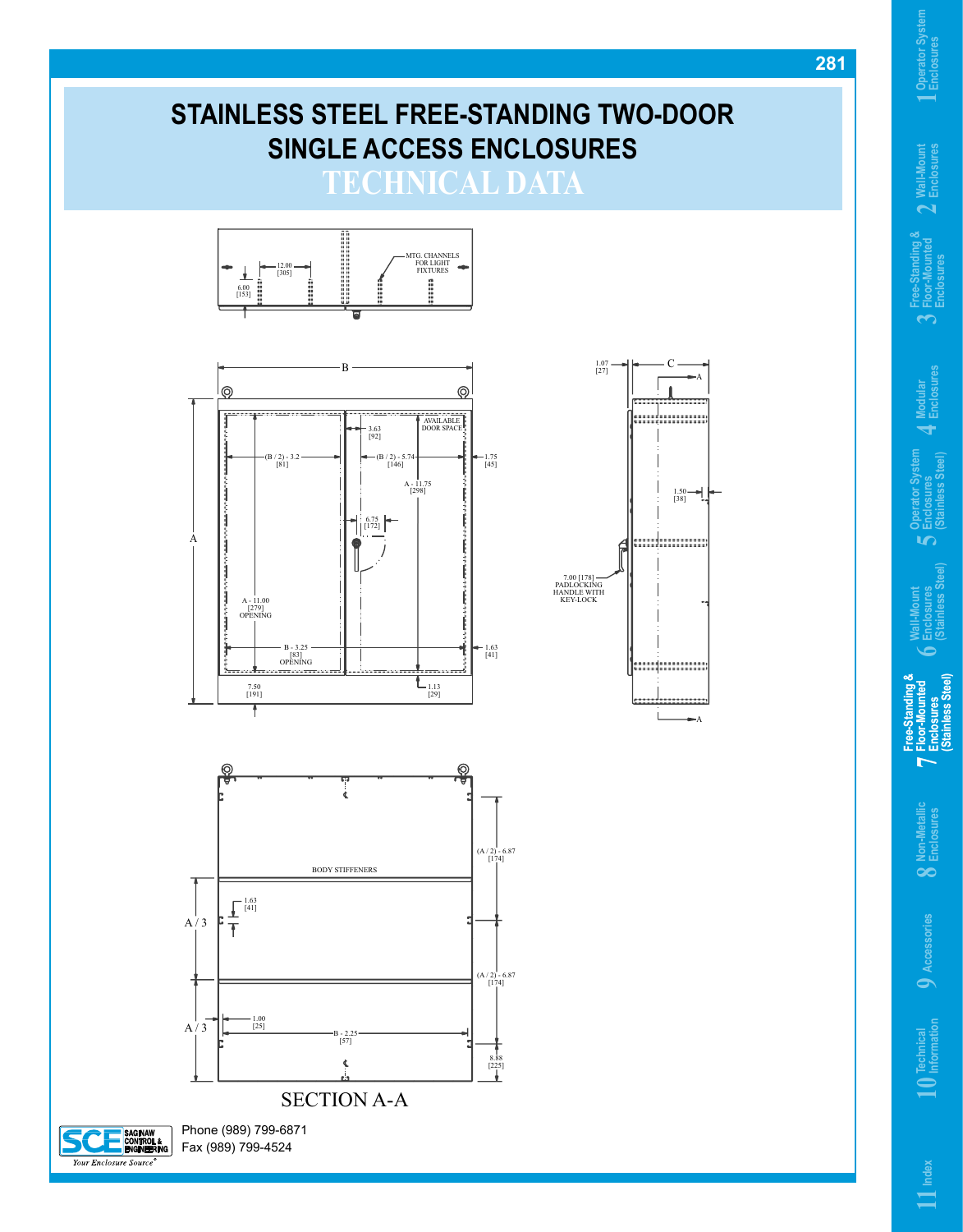# STAINLESS STEEL FREE-STANDING TWO-DOOR SINGLE ACCESS ENCLOSURES

## TECHNICAL DATA

MTG. CHANNELS FOR LIGHT FIXTURES

12.00 [305]

6.00 [153]

B

A

AVAILABLE DOOR SPACE

3.63 [92]

(B / 2) - 3.2 [81]

(B / 2) - 5.74 [146]

1.75 [45]

A - 11.75 [298]

6.75 [172]

A - 11.00 [279] OPENING

B - 3.25 [83] OPENING

1.63 [41]

7.50 [191]

1.13 [29]

1.07 [27]

C

1.50 [38]

7.00 [178] PADLOCKING HANDLE WITH KEY-LOCK

BODY STIFFENERS

(A / 2) - 6.87 [174]

A / 3

1.63 [41]

(A / 2) - 6.87 [174]

A / 3

1.00 [25]

B - 2.25 [57]

8.88 [225]

SECTION A-A

SCE SAGINAW CONTROL & ENGINEERING

*Your Enclosure Source®*

Phone (989) 799-6871
Fax (989) 799-4524